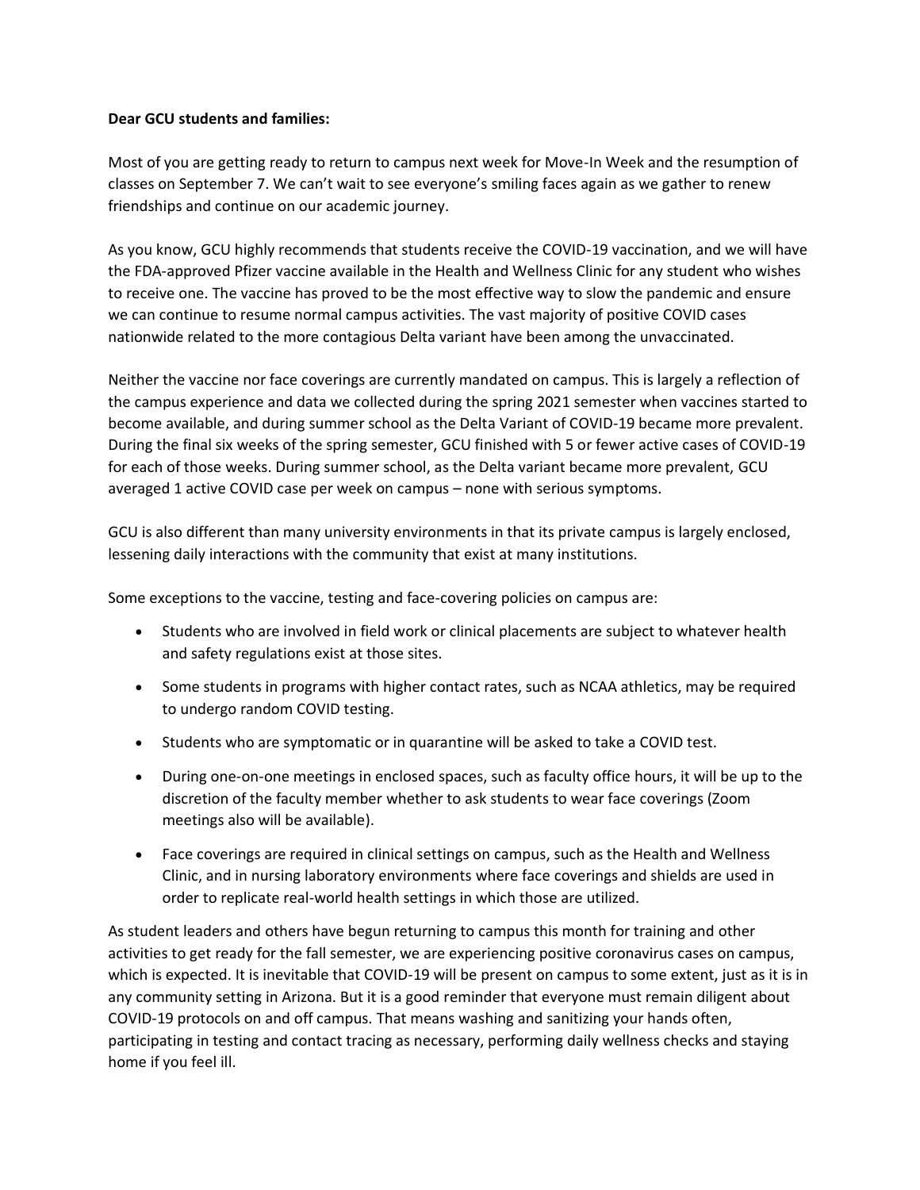**Dear GCU students and families:**

Most of you are getting ready to return to campus next week for Move-In Week and the resumption of classes on September 7. We can't wait to see everyone's smiling faces again as we gather to renew friendships and continue on our academic journey.

As you know, GCU highly recommends that students receive the COVID-19 vaccination, and we will have the FDA-approved Pfizer vaccine available in the Health and Wellness Clinic for any student who wishes to receive one. The vaccine has proved to be the most effective way to slow the pandemic and ensure we can continue to resume normal campus activities. The vast majority of positive COVID cases nationwide related to the more contagious Delta variant have been among the unvaccinated.

Neither the vaccine nor face coverings are currently mandated on campus. This is largely a reflection of the campus experience and data we collected during the spring 2021 semester when vaccines started to become available, and during summer school as the Delta Variant of COVID-19 became more prevalent. During the final six weeks of the spring semester, GCU finished with 5 or fewer active cases of COVID-19 for each of those weeks. During summer school, as the Delta variant became more prevalent, GCU averaged 1 active COVID case per week on campus – none with serious symptoms.

GCU is also different than many university environments in that its private campus is largely enclosed, lessening daily interactions with the community that exist at many institutions.

Some exceptions to the vaccine, testing and face-covering policies on campus are:

- Students who are involved in field work or clinical placements are subject to whatever health and safety regulations exist at those sites.
- Some students in programs with higher contact rates, such as NCAA athletics, may be required to undergo random COVID testing.
- Students who are symptomatic or in quarantine will be asked to take a COVID test.
- During one-on-one meetings in enclosed spaces, such as faculty office hours, it will be up to the discretion of the faculty member whether to ask students to wear face coverings (Zoom meetings also will be available).
- Face coverings are required in clinical settings on campus, such as the Health and Wellness Clinic, and in nursing laboratory environments where face coverings and shields are used in order to replicate real-world health settings in which those are utilized.

As student leaders and others have begun returning to campus this month for training and other activities to get ready for the fall semester, we are experiencing positive coronavirus cases on campus, which is expected. It is inevitable that COVID-19 will be present on campus to some extent, just as it is in any community setting in Arizona. But it is a good reminder that everyone must remain diligent about COVID-19 protocols on and off campus. That means washing and sanitizing your hands often, participating in testing and contact tracing as necessary, performing daily wellness checks and staying home if you feel ill.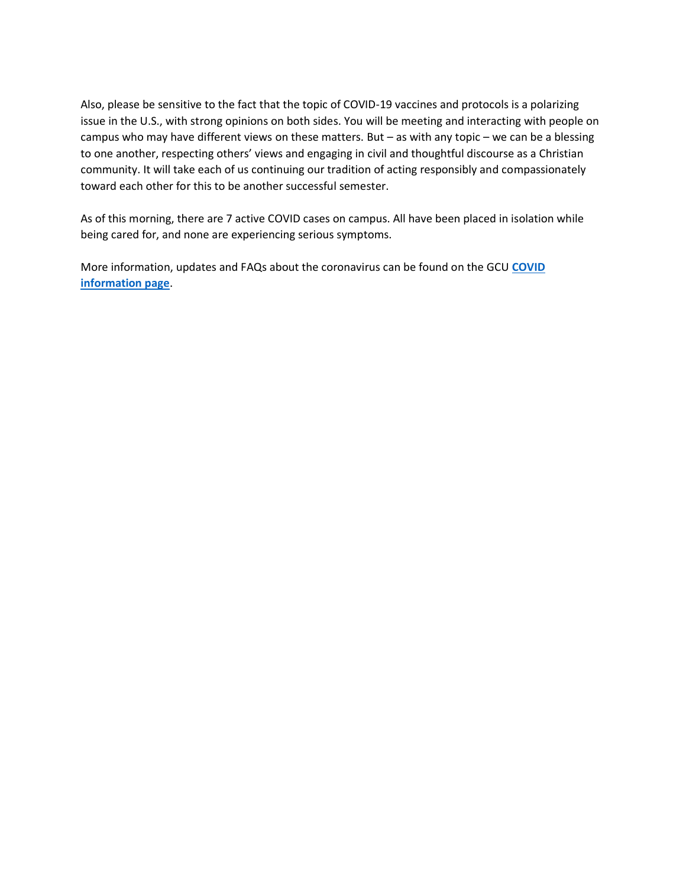Also, please be sensitive to the fact that the topic of COVID-19 vaccines and protocols is a polarizing issue in the U.S., with strong opinions on both sides. You will be meeting and interacting with people on campus who may have different views on these matters. But – as with any topic – we can be a blessing to one another, respecting others' views and engaging in civil and thoughtful discourse as a Christian community. It will take each of us continuing our tradition of acting responsibly and compassionately toward each other for this to be another successful semester.

As of this morning, there are 7 active COVID cases on campus. All have been placed in isolation while being cared for, and none are experiencing serious symptoms.

More information, updates and FAQs about the coronavirus can be found on the GCU **COVID information page**.